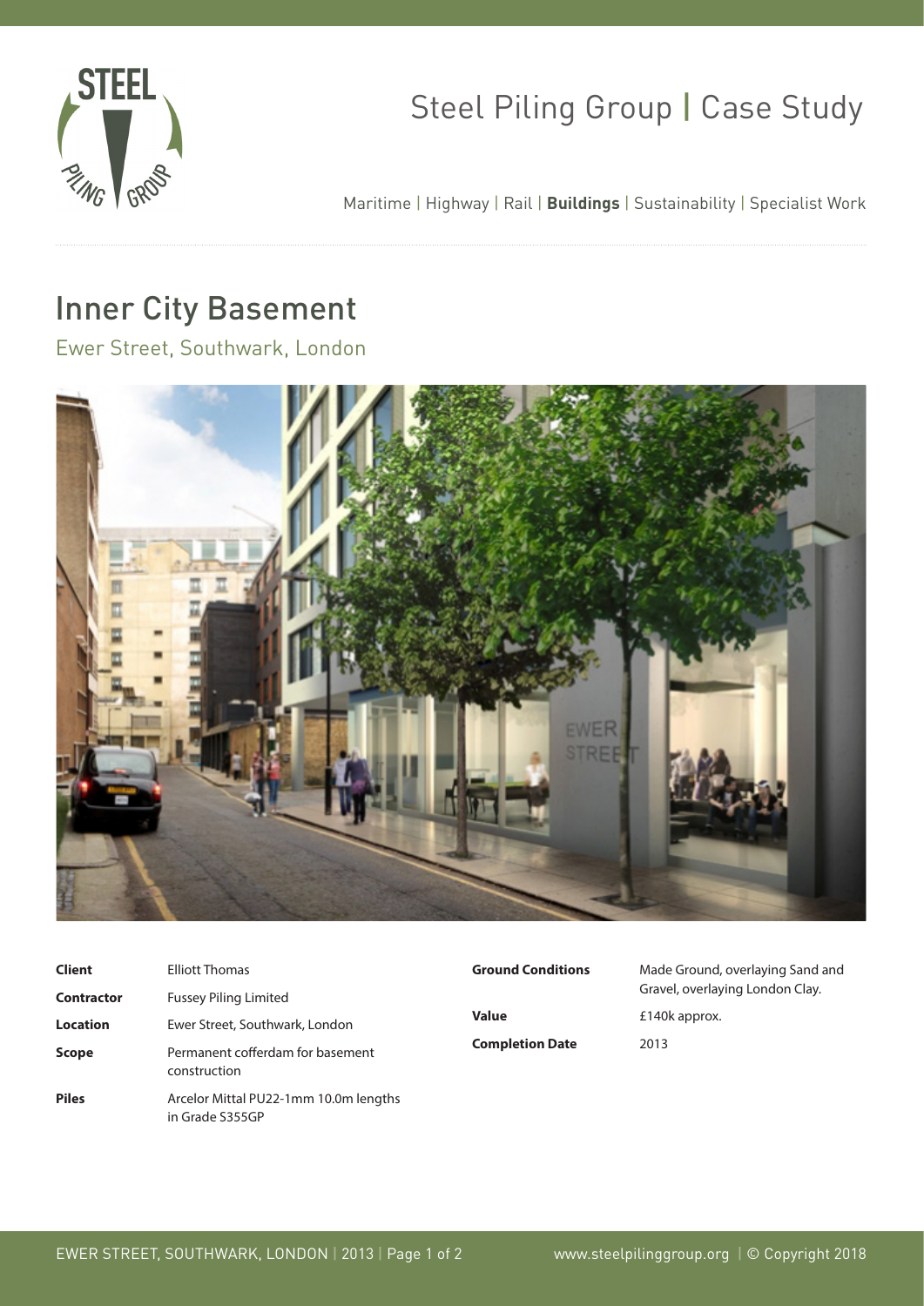Steel Piling Group | Case Study

Maritime | Highway | Rail | **Buildings** | Sustainability | Specialist Work

# Inner City Basement

## Ewer Street, Southwark, London

| | |
|---|---|
| **Client** | Elliott Thomas |
| **Contractor** | Fussey Piling Limited |
| **Location** | Ewer Street, Southwark, London |
| **Scope** | Permanent cofferdam for basement construction |
| **Piles** | Arcelor Mittal PU22-1mm 10.0m lengths in Grade S355GP |
| **Ground Conditions** | Made Ground, overlaying Sand and Gravel, overlaying London Clay. |
| **Value** | £140k approx. |
| **Completion Date** | 2013 |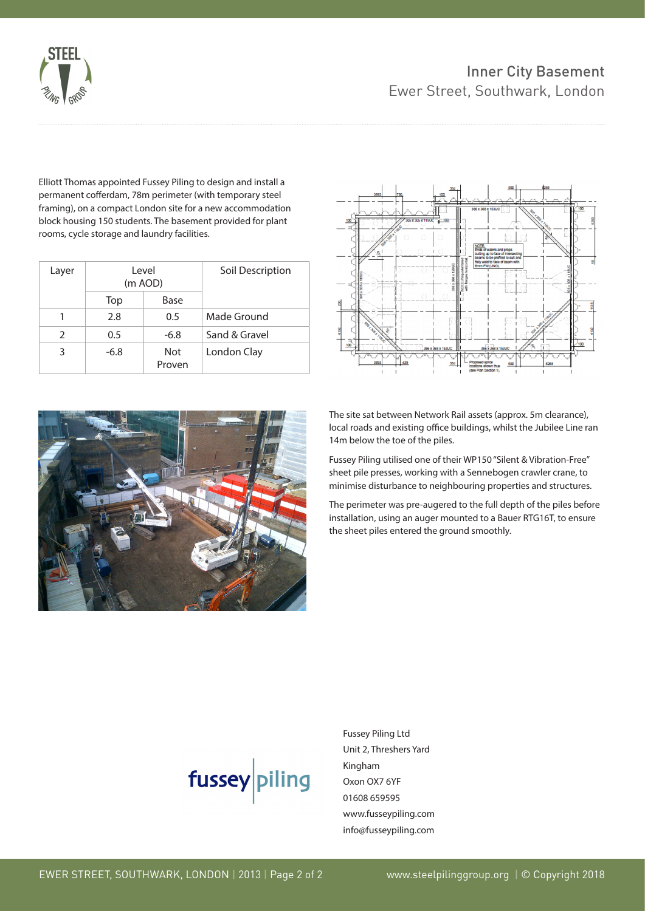# Inner City Basement

Ewer Street, Southwark, London

Elliott Thomas appointed Fussey Piling to design and install a permanent cofferdam, 78m perimeter (with temporary steel framing), on a compact London site for a new accommodation block housing 150 students. The basement provided for plant rooms, cycle storage and laundry facilities.

| Layer | Level (m AOD) | | Soil Description |
|---|---|---|---|
| | Top | Base | |
| 1 | 2.8 | 0.5 | Made Ground |
| 2 | 0.5 | -6.8 | Sand & Gravel |
| 3 | -6.8 | Not Proven | London Clay |

The site sat between Network Rail assets (approx. 5m clearance), local roads and existing office buildings, whilst the Jubilee Line ran 14m below the toe of the piles.

Fussey Piling utilised one of their WP150 "Silent & Vibration-Free" sheet pile presses, working with a Sennebogen crawler crane, to minimise disturbance to neighbouring properties and structures.

The perimeter was pre-augered to the full depth of the piles before installation, using an auger mounted to a Bauer RTG16T, to ensure the sheet piles entered the ground smoothly.

fussey piling

Fussey Piling Ltd
Unit 2, Threshers Yard
Kingham
Oxon OX7 6YF
01608 659595
www.fusseypiling.com
info@fusseypiling.com